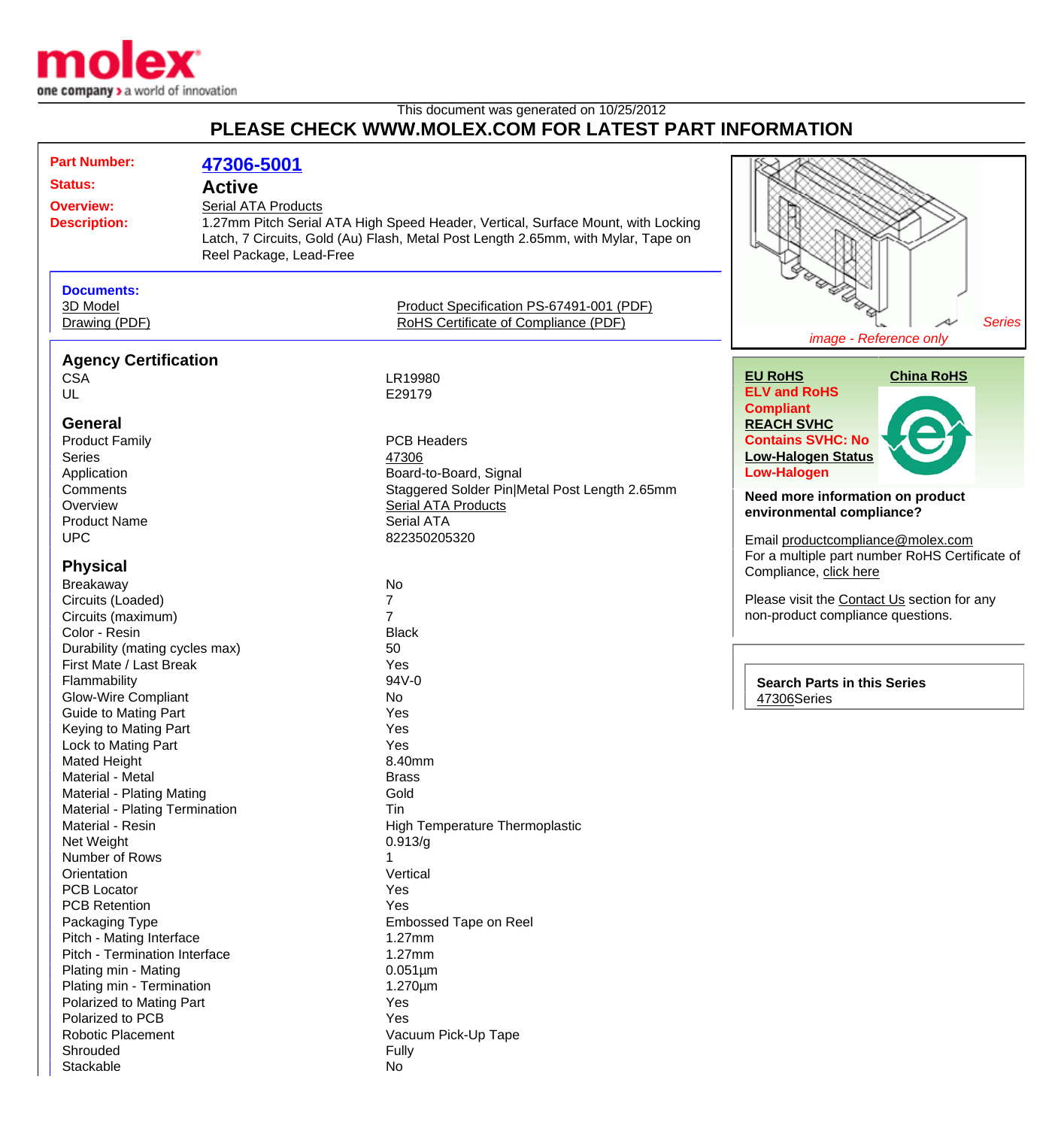This document was generated on 10/25/2012

# PLEASE CHECK WWW.MOLEX.COM FOR LATEST PART INFORMATION

**Part Number:** 47306-5001

**Status:** Active

**Overview:** Serial ATA Products

**Description:** 1.27mm Pitch Serial ATA High Speed Header, Vertical, Surface Mount, with Locking Latch, 7 Circuits, Gold (Au) Flash, Metal Post Length 2.65mm, with Mylar, Tape on Reel Package, Lead-Free

*Series image - Reference only*

**Documents:**

- 3D Model
- Drawing (PDF)
- Product Specification PS-67491-001 (PDF)
- RoHS Certificate of Compliance (PDF)

## Agency Certification

| | |
|---|---|
| CSA | LR19980 |
| UL | E29179 |

## General

| | |
|---|---|
| Product Family | PCB Headers |
| Series | 47306 |
| Application | Board-to-Board, Signal |
| Comments | Staggered Solder Pin\|Metal Post Length 2.65mm |
| Overview | Serial ATA Products |
| Product Name | Serial ATA |
| UPC | 822350205320 |

## Physical

| | |
|---|---|
| Breakaway | No |
| Circuits (Loaded) | 7 |
| Circuits (maximum) | 7 |
| Color - Resin | Black |
| Durability (mating cycles max) | 50 |
| First Mate / Last Break | Yes |
| Flammability | 94V-0 |
| Glow-Wire Compliant | No |
| Guide to Mating Part | Yes |
| Keying to Mating Part | Yes |
| Lock to Mating Part | Yes |
| Mated Height | 8.40mm |
| Material - Metal | Brass |
| Material - Plating Mating | Gold |
| Material - Plating Termination | Tin |
| Material - Resin | High Temperature Thermoplastic |
| Net Weight | 0.913/g |
| Number of Rows | 1 |
| Orientation | Vertical |
| PCB Locator | Yes |
| PCB Retention | Yes |
| Packaging Type | Embossed Tape on Reel |
| Pitch - Mating Interface | 1.27mm |
| Pitch - Termination Interface | 1.27mm |
| Plating min - Mating | 0.051µm |
| Plating min - Termination | 1.270µm |
| Polarized to Mating Part | Yes |
| Polarized to PCB | Yes |
| Robotic Placement | Vacuum Pick-Up Tape |
| Shrouded | Fully |
| Stackable | No |

**EU RoHS**
ELV and RoHS Compliant

**China RoHS**

**REACH SVHC**
Contains SVHC: No

**Low-Halogen Status**
Low-Halogen

**Need more information on product environmental compliance?**

Email productcompliance@molex.com

For a multiple part number RoHS Certificate of Compliance, click here

Please visit the Contact Us section for any non-product compliance questions.

**Search Parts in this Series**
47306Series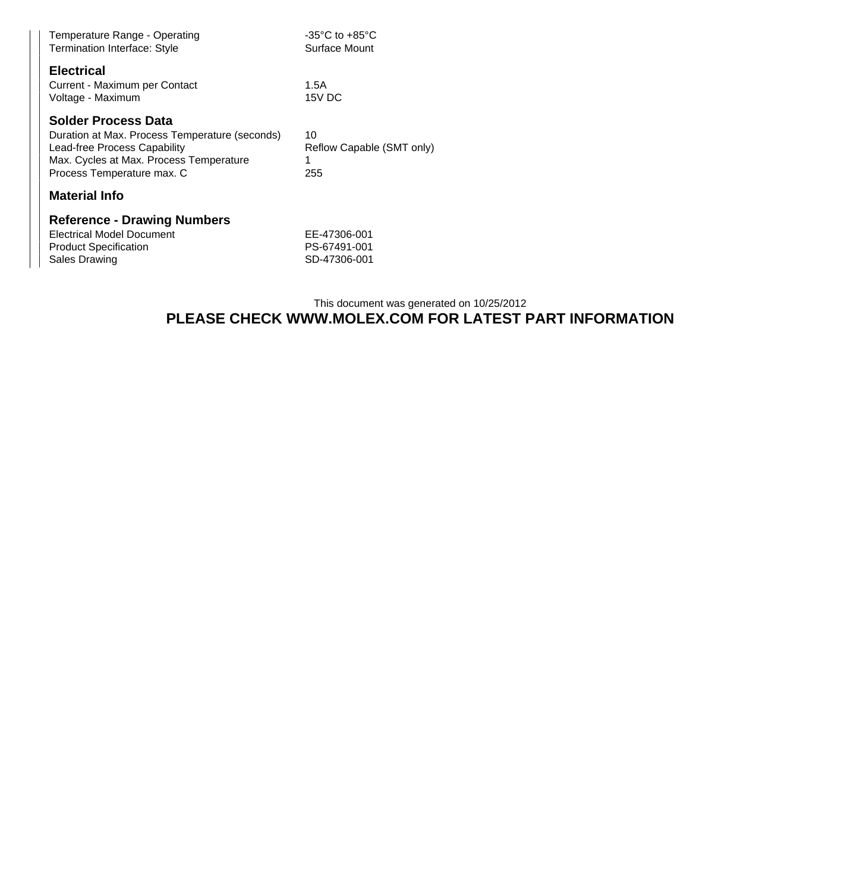| | |
|---|---|
| Temperature Range - Operating | -35°C to +85°C |
| Termination Interface: Style | Surface Mount |

### Electrical

| | |
|---|---|
| Current - Maximum per Contact | 1.5A |
| Voltage - Maximum | 15V DC |

### Solder Process Data

| | |
|---|---|
| Duration at Max. Process Temperature (seconds) | 10 |
| Lead-free Process Capability | Reflow Capable (SMT only) |
| Max. Cycles at Max. Process Temperature | 1 |
| Process Temperature max. C | 255 |

### Material Info

### Reference - Drawing Numbers

| | |
|---|---|
| Electrical Model Document | EE-47306-001 |
| Product Specification | PS-67491-001 |
| Sales Drawing | SD-47306-001 |

This document was generated on 10/25/2012

**PLEASE CHECK WWW.MOLEX.COM FOR LATEST PART INFORMATION**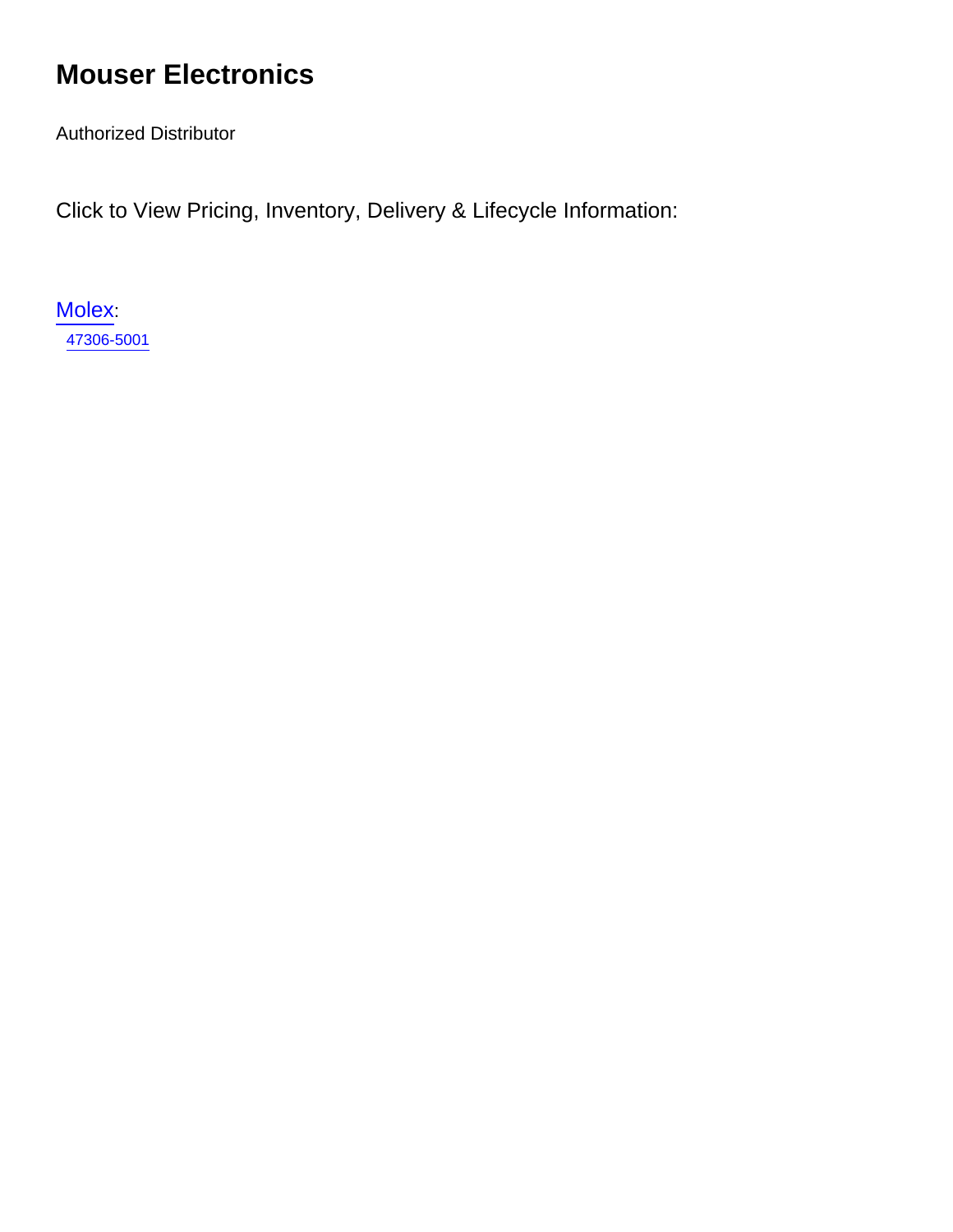# Mouser Electronics

Authorized Distributor

Click to View Pricing, Inventory, Delivery & Lifecycle Information:

Molex:

47306-5001